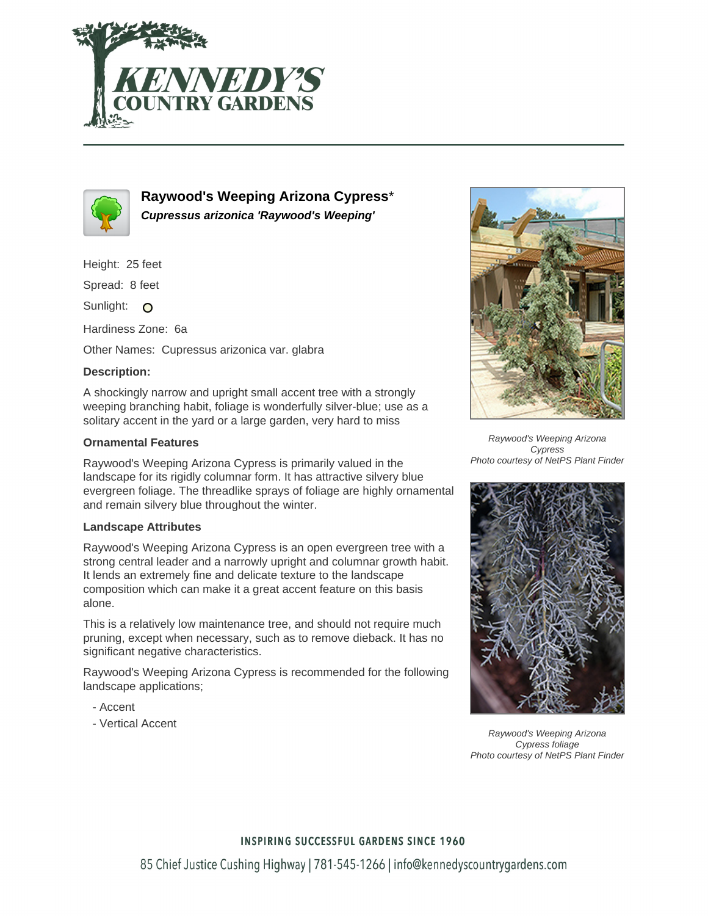# Raywood's Weeping Arizona Cypress*

***Cupressus arizonica 'Raywood's Weeping'***

Height: 25 feet

Spread: 8 feet

Sunlight:

Hardiness Zone: 6a

Other Names: Cupressus arizonica var. glabra

**Description:**

A shockingly narrow and upright small accent tree with a strongly weeping branching habit, foliage is wonderfully silver-blue; use as a solitary accent in the yard or a large garden, very hard to miss

### Ornamental Features

Raywood's Weeping Arizona Cypress is primarily valued in the landscape for its rigidly columnar form. It has attractive silvery blue evergreen foliage. The threadlike sprays of foliage are highly ornamental and remain silvery blue throughout the winter.

### Landscape Attributes

Raywood's Weeping Arizona Cypress is an open evergreen tree with a strong central leader and a narrowly upright and columnar growth habit. It lends an extremely fine and delicate texture to the landscape composition which can make it a great accent feature on this basis alone.

This is a relatively low maintenance tree, and should not require much pruning, except when necessary, such as to remove dieback. It has no significant negative characteristics.

Raywood's Weeping Arizona Cypress is recommended for the following landscape applications;

- Accent
- Vertical Accent

*Raywood's Weeping Arizona Cypress*
*Photo courtesy of NetPS Plant Finder*

*Raywood's Weeping Arizona Cypress foliage*
*Photo courtesy of NetPS Plant Finder*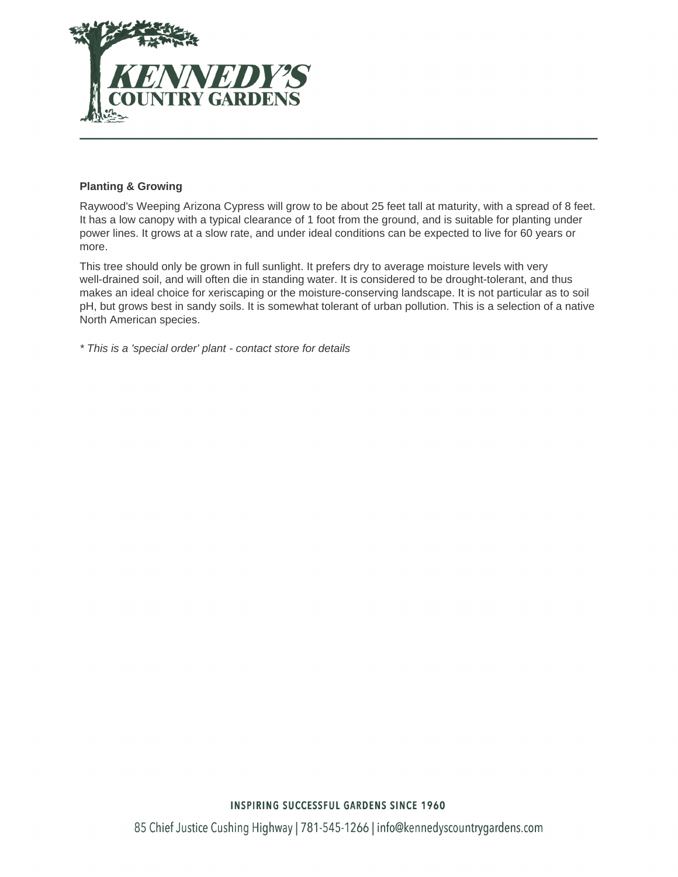## Planting & Growing

Raywood's Weeping Arizona Cypress will grow to be about 25 feet tall at maturity, with a spread of 8 feet. It has a low canopy with a typical clearance of 1 foot from the ground, and is suitable for planting under power lines. It grows at a slow rate, and under ideal conditions can be expected to live for 60 years or more.

This tree should only be grown in full sunlight. It prefers dry to average moisture levels with very well-drained soil, and will often die in standing water. It is considered to be drought-tolerant, and thus makes an ideal choice for xeriscaping or the moisture-conserving landscape. It is not particular as to soil pH, but grows best in sandy soils. It is somewhat tolerant of urban pollution. This is a selection of a native North American species.

*\* This is a 'special order' plant - contact store for details*